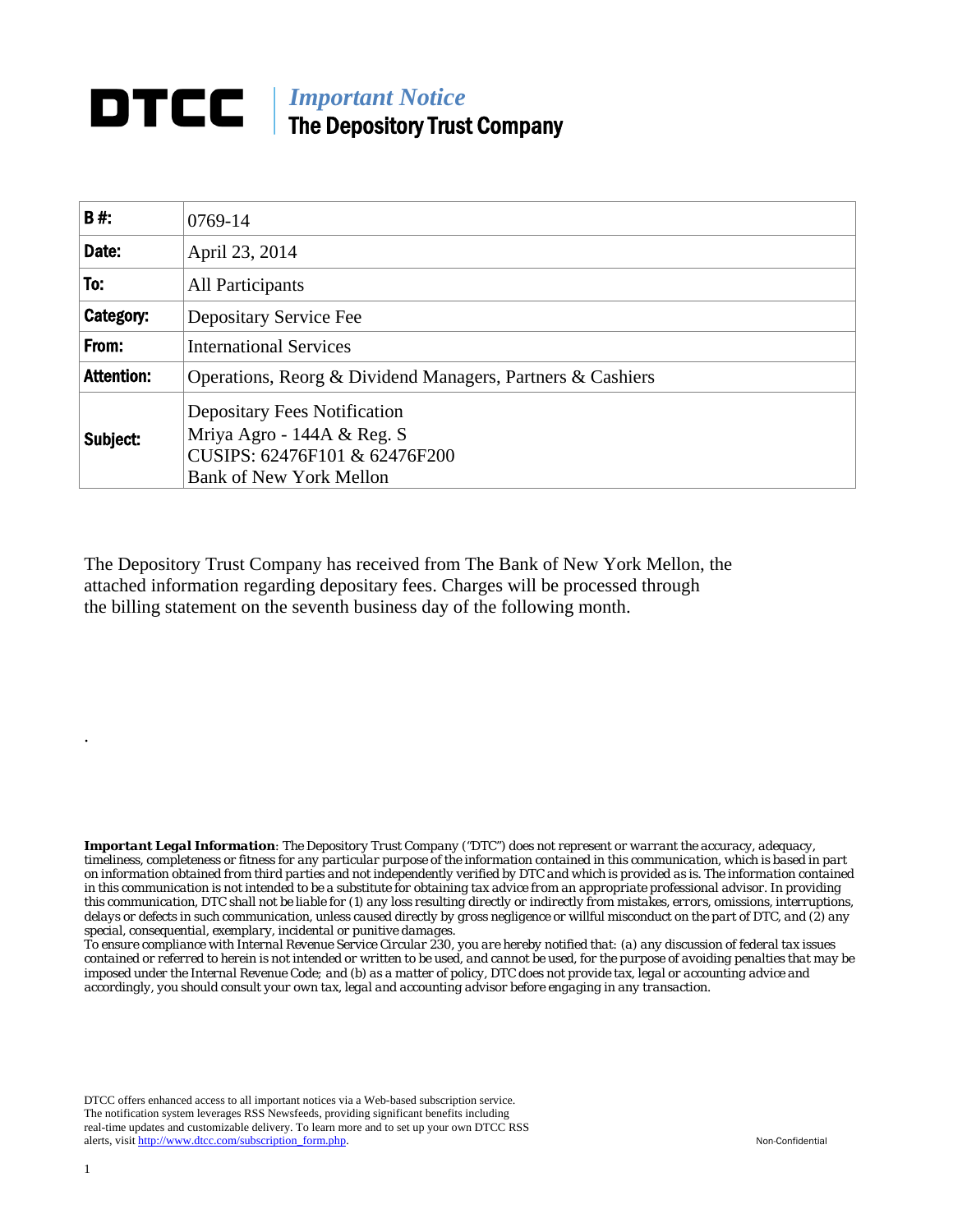# DTCC | *Important Notice* The Depository Trust Company

| | |
|---|---|
| **B #:** | 0769-14 |
| **Date:** | April 23, 2014 |
| **To:** | All Participants |
| **Category:** | Depositary Service Fee |
| **From:** | International Services |
| **Attention:** | Operations, Reorg & Dividend Managers, Partners & Cashiers |
| **Subject:** | Depositary Fees Notification<br>Mriya Agro - 144A & Reg. S<br>CUSIPS: 62476F101 & 62476F200<br>Bank of New York Mellon |

The Depository Trust Company has received from The Bank of New York Mellon, the attached information regarding depositary fees. Charges will be processed through the billing statement on the seventh business day of the following month.

.

***Important Legal Information**: The Depository Trust Company ("DTC") does not represent or warrant the accuracy, adequacy, timeliness, completeness or fitness for any particular purpose of the information contained in this communication, which is based in part on information obtained from third parties and not independently verified by DTC and which is provided as is. The information contained in this communication is not intended to be a substitute for obtaining tax advice from an appropriate professional advisor. In providing this communication, DTC shall not be liable for (1) any loss resulting directly or indirectly from mistakes, errors, omissions, interruptions, delays or defects in such communication, unless caused directly by gross negligence or willful misconduct on the part of DTC, and (2) any special, consequential, exemplary, incidental or punitive damages.*

*To ensure compliance with Internal Revenue Service Circular 230, you are hereby notified that: (a) any discussion of federal tax issues contained or referred to herein is not intended or written to be used, and cannot be used, for the purpose of avoiding penalties that may be imposed under the Internal Revenue Code; and (b) as a matter of policy, DTC does not provide tax, legal or accounting advice and accordingly, you should consult your own tax, legal and accounting advisor before engaging in any transaction.*

DTCC offers enhanced access to all important notices via a Web-based subscription service. The notification system leverages RSS Newsfeeds, providing significant benefits including real-time updates and customizable delivery. To learn more and to set up your own DTCC RSS alerts, visit http://www.dtcc.com/subscription_form.php.

Non-Confidential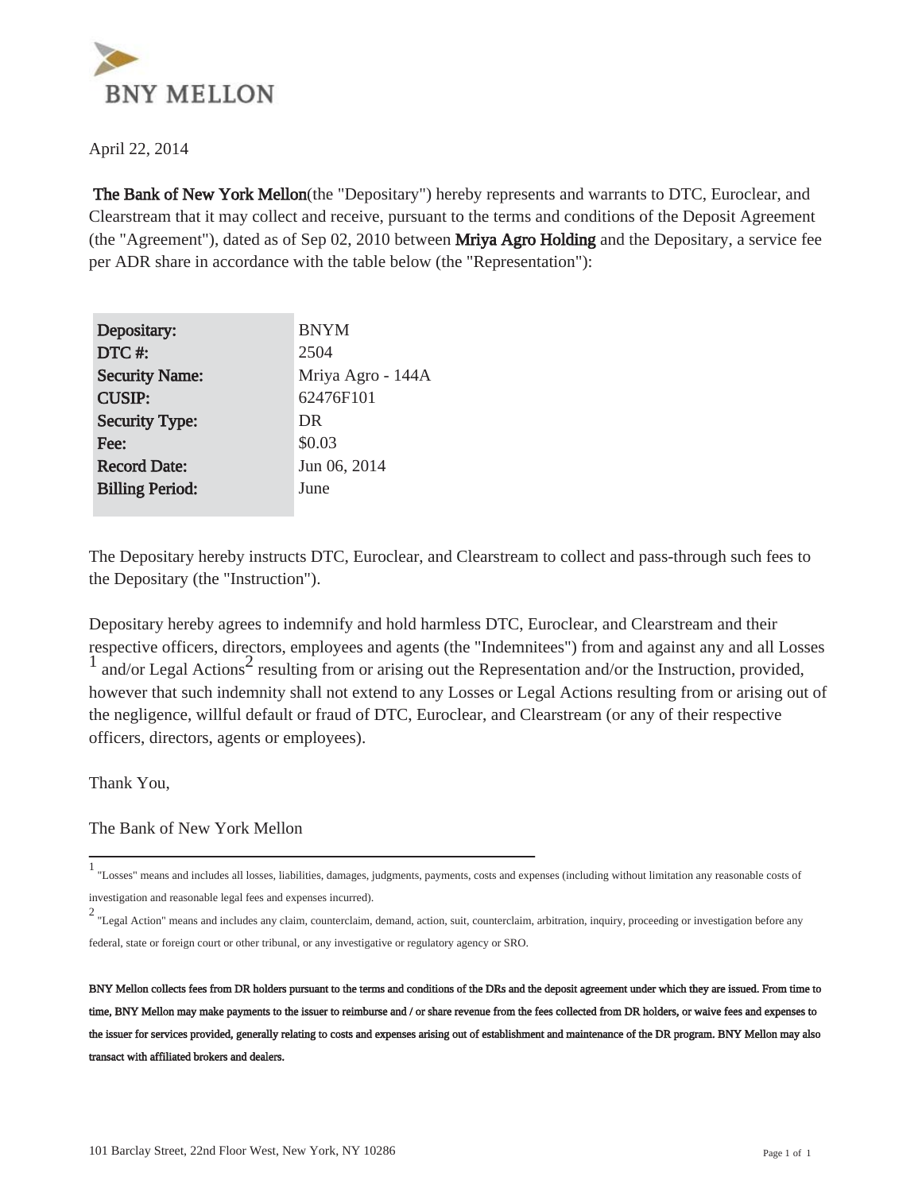April 22, 2014

**The Bank of New York Mellon**(the "Depositary") hereby represents and warrants to DTC, Euroclear, and Clearstream that it may collect and receive, pursuant to the terms and conditions of the Deposit Agreement (the "Agreement"), dated as of Sep 02, 2010 between **Mriya Agro Holding** and the Depositary, a service fee per ADR share in accordance with the table below (the "Representation"):

| | |
|---|---|
| **Depositary:** | BNYM |
| **DTC #:** | 2504 |
| **Security Name:** | Mriya Agro - 144A |
| **CUSIP:** | 62476F101 |
| **Security Type:** | DR |
| **Fee:** | $0.03 |
| **Record Date:** | Jun 06, 2014 |
| **Billing Period:** | June |

The Depositary hereby instructs DTC, Euroclear, and Clearstream to collect and pass-through such fees to the Depositary (the "Instruction").

Depositary hereby agrees to indemnify and hold harmless DTC, Euroclear, and Clearstream and their respective officers, directors, employees and agents (the "Indemnitees") from and against any and all Losses [1] and/or Legal Actions[2] resulting from or arising out the Representation and/or the Instruction, provided, however that such indemnity shall not extend to any Losses or Legal Actions resulting from or arising out of the negligence, willful default or fraud of DTC, Euroclear, and Clearstream (or any of their respective officers, directors, agents or employees).

Thank You,

The Bank of New York Mellon

---

[1] "Losses" means and includes all losses, liabilities, damages, judgments, payments, costs and expenses (including without limitation any reasonable costs of investigation and reasonable legal fees and expenses incurred).

[2] "Legal Action" means and includes any claim, counterclaim, demand, action, suit, counterclaim, arbitration, inquiry, proceeding or investigation before any federal, state or foreign court or other tribunal, or any investigative or regulatory agency or SRO.

**BNY Mellon collects fees from DR holders pursuant to the terms and conditions of the DRs and the deposit agreement under which they are issued. From time to time, BNY Mellon may make payments to the issuer to reimburse and / or share revenue from the fees collected from DR holders, or waive fees and expenses to the issuer for services provided, generally relating to costs and expenses arising out of establishment and maintenance of the DR program. BNY Mellon may also transact with affiliated brokers and dealers.**

101 Barclay Street, 22nd Floor West, New York, NY 10286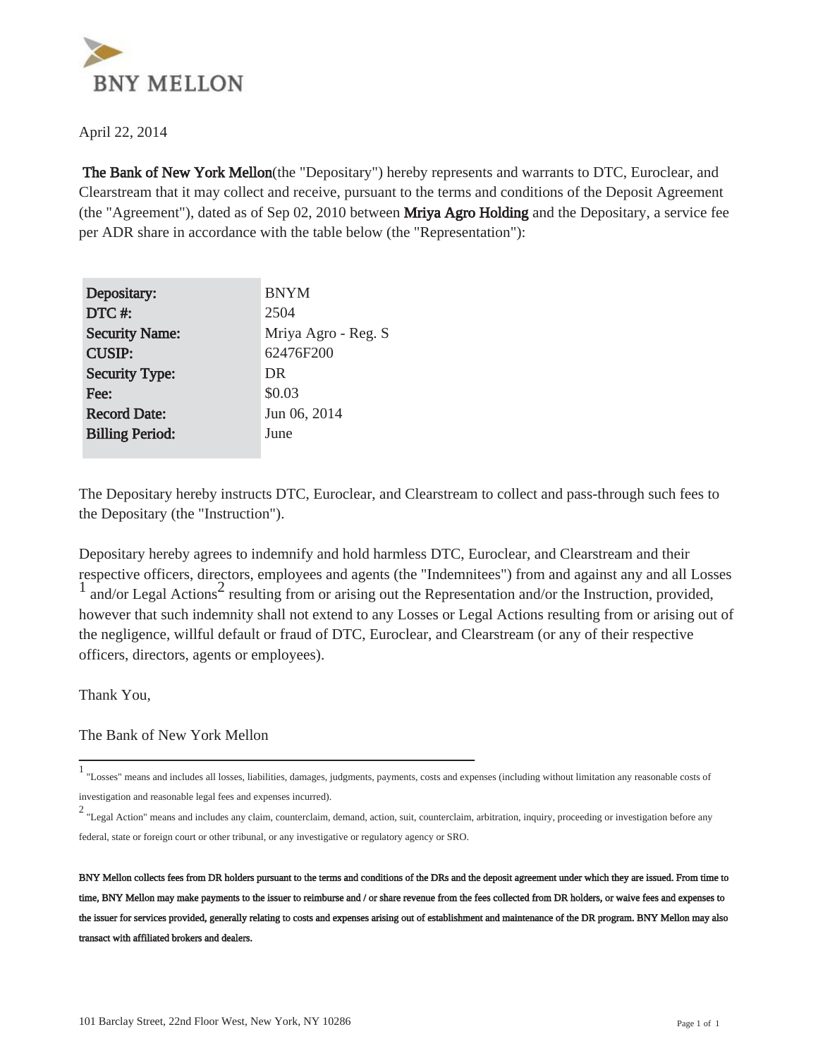**BNY MELLON**

April 22, 2014

**The Bank of New York Mellon**(the "Depositary") hereby represents and warrants to DTC, Euroclear, and Clearstream that it may collect and receive, pursuant to the terms and conditions of the Deposit Agreement (the "Agreement"), dated as of Sep 02, 2010 between **Mriya Agro Holding** and the Depositary, a service fee per ADR share in accordance with the table below (the "Representation"):

| | |
|---|---|
| **Depositary:** | BNYM |
| **DTC #:** | 2504 |
| **Security Name:** | Mriya Agro - Reg. S |
| **CUSIP:** | 62476F200 |
| **Security Type:** | DR |
| **Fee:** | $0.03 |
| **Record Date:** | Jun 06, 2014 |
| **Billing Period:** | June |

The Depositary hereby instructs DTC, Euroclear, and Clearstream to collect and pass-through such fees to the Depositary (the "Instruction").

Depositary hereby agrees to indemnify and hold harmless DTC, Euroclear, and Clearstream and their respective officers, directors, employees and agents (the "Indemnitees") from and against any and all Losses [1] and/or Legal Actions[2] resulting from or arising out the Representation and/or the Instruction, provided, however that such indemnity shall not extend to any Losses or Legal Actions resulting from or arising out of the negligence, willful default or fraud of DTC, Euroclear, and Clearstream (or any of their respective officers, directors, agents or employees).

Thank You,

The Bank of New York Mellon

---

[1] "Losses" means and includes all losses, liabilities, damages, judgments, payments, costs and expenses (including without limitation any reasonable costs of investigation and reasonable legal fees and expenses incurred).

[2] "Legal Action" means and includes any claim, counterclaim, demand, action, suit, counterclaim, arbitration, inquiry, proceeding or investigation before any federal, state or foreign court or other tribunal, or any investigative or regulatory agency or SRO.

**BNY Mellon collects fees from DR holders pursuant to the terms and conditions of the DRs and the deposit agreement under which they are issued. From time to time, BNY Mellon may make payments to the issuer to reimburse and / or share revenue from the fees collected from DR holders, or waive fees and expenses to the issuer for services provided, generally relating to costs and expenses arising out of establishment and maintenance of the DR program. BNY Mellon may also transact with affiliated brokers and dealers.**

101 Barclay Street, 22nd Floor West, New York, NY 10286